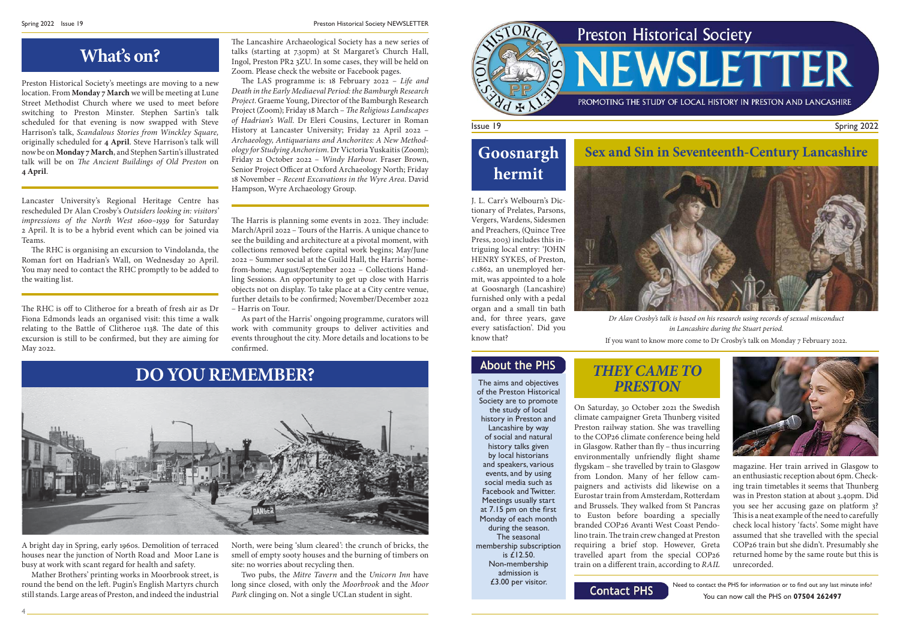# What's on?

Preston Historical Society's meetings are moving to a new location. From **Monday 7 March** we will be meeting at Lune Street Methodist Church where we used to meet before switching to Preston Minster. Stephen Sartin's talk scheduled for that evening is now swapped with Steve Harrison's talk, *Scandalous Stories from Winckley Square,* originally scheduled for **4 April**. Steve Harrison's talk will now be on **Monday 7 March**, and Stephen Sartin's illustrated talk will be on *The Ancient Buildings of Old Preston* on **4 April**.

Lancaster University's Regional Heritage Centre has rescheduled Dr Alan Crosby's *Outsiders looking in: visitors' impressions of the North West 1600–1939* for Saturday 2 April. It is to be a hybrid event which can be joined via Teams.

The RHC is organising an excursion to Vindolanda, the Roman fort on Hadrian's Wall, on Wednesday 20 April. You may need to contact the RHC promptly to be added to the waiting list.

The RHC is off to Clitheroe for a breath of fresh air as Dr Fiona Edmonds leads an organised visit: this time a walk relating to the Battle of Clitheroe 1138. The date of this excursion is still to be confirmed, but they are aiming for May 2022.

The Lancashire Archaeological Society has a new series of talks (starting at 7.30pm) at St Margaret's Church Hall, Ingol, Preston PR2 3ZU. In some cases, they will be held on Zoom. Please check the website or Facebook pages.

The LAS programme is: 18 February 2022 – *Life and Death in the Early Mediaeval Period: the Bamburgh Research Project*. Graeme Young, Director of the Bamburgh Research Project (Zoom); Friday 18 March – *The Religious Landscapes of Hadrian's Wall*. Dr Eleri Cousins, Lecturer in Roman History at Lancaster University; Friday 22 April 2022 – *Archaeology, Antiquarians and Anchorites: A New Methodology for Studying Anchorism*. Dr Victoria Yuskaitis (Zoom); Friday 21 October 2022 – *Windy Harbour*. Fraser Brown, Senior Project Officer at Oxford Archaeology North; Friday 18 November – *Recent Excavations in the Wyre Area*. David Hampson, Wyre Archaeology Group.

The Harris is planning some events in 2022. They include: March/April 2022 – Tours of the Harris. A unique chance to see the building and architecture at a pivotal moment, with collections removed before capital work begins; May/June 2022 – Summer social at the Guild Hall, the Harris' home-from-home; August/September 2022 – Collections Handling Sessions. An opportunity to get up close with Harris objects not on display. To take place at a City centre venue, further details to be confirmed; November/December 2022 – Harris on Tour.

As part of the Harris' ongoing programme, curators will work with community groups to deliver activities and events throughout the city. More details and locations to be confirmed.

# DO YOU REMEMBER?

A bright day in Spring, early 1960s. Demolition of terraced houses near the junction of North Road and Moor Lane is busy at work with scant regard for health and safety.

Mather Brothers' printing works in Moorbrook street, is round the bend on the left. Pugin's English Martyrs church still stands. Large areas of Preston, and indeed the industrial North, were being 'slum cleared': the crunch of bricks, the smell of empty sooty houses and the burning of timbers on site: no worries about recycling then.

Two pubs, the *Mitre Tavern* and the *Unicorn Inn* have long since closed, with only the *Moorbrook* and the *Moor Park* clinging on. Not a single UCLan student in sight.

# Preston Historical Society NEWSLETTER

PROMOTING THE STUDY OF LOCAL HISTORY IN PRESTON AND LANCASHIRE

Issue 19 — Spring 2022

## Goosnargh hermit

J. L. Carr's Welbourn's Dictionary of Prelates, Parsons, Vergers, Wardens, Sidesmen and Preachers, (Quince Tree Press, 2003) includes this intriguing local entry: 'JOHN HENRY SYKES, of Preston, *c.*1862, an unemployed hermit, was appointed to a hole at Goosnargh (Lancashire) furnished only with a pedal organ and a small tin bath and, for three years, gave every satisfaction'. Did you know that?

## Sex and Sin in Seventeenth-Century Lancashire

*Dr Alan Crosby's talk is based on his research using records of sexual misconduct in Lancashire during the Stuart period.*

If you want to know more come to Dr Crosby's talk on Monday 7 February 2022.

## About the PHS

The aims and objectives of the Preston Historical Society are to promote the study of local history in Preston and Lancashire by way of social and natural history talks given by local historians and speakers, various events, and by using social media such as Facebook and Twitter. Meetings usually start at 7.15 pm on the first Monday of each month during the season. The seasonal membership subscription is £12.50. Non-membership admission is £3.00 per visitor.

## *THEY CAME TO PRESTON*

On Saturday, 30 October 2021 the Swedish climate campaigner Greta Thunberg visited Preston railway station. She was travelling to the COP26 climate conference being held in Glasgow. Rather than fly – thus incurring environmentally unfriendly flight shame flygskam – she travelled by train to Glasgow from London. Many of her fellow campaigners and activists did likewise on a Eurostar train from Amsterdam, Rotterdam and Brussels. They walked from St Pancras to Euston before boarding a specially branded COP26 Avanti West Coast Pendolino train. The train crew changed at Preston requiring a brief stop. However, Greta travelled apart from the special COP26 train on a different train, according to *RAIL* magazine. Her train arrived in Glasgow to an enthusiastic reception about 6pm. Checking train timetables it seems that Thunberg was in Preston station at about 3.40pm. Did you see her accusing gaze on platform 3? This is a neat example of the need to carefully check local history 'facts'. Some might have assumed that she travelled with the special COP26 train but she didn't. Presumably she returned home by the same route but this is unrecorded.

## Contact PHS

Need to contact the PHS for information or to find out any last minute info? You can now call the PHS on **07504 262497**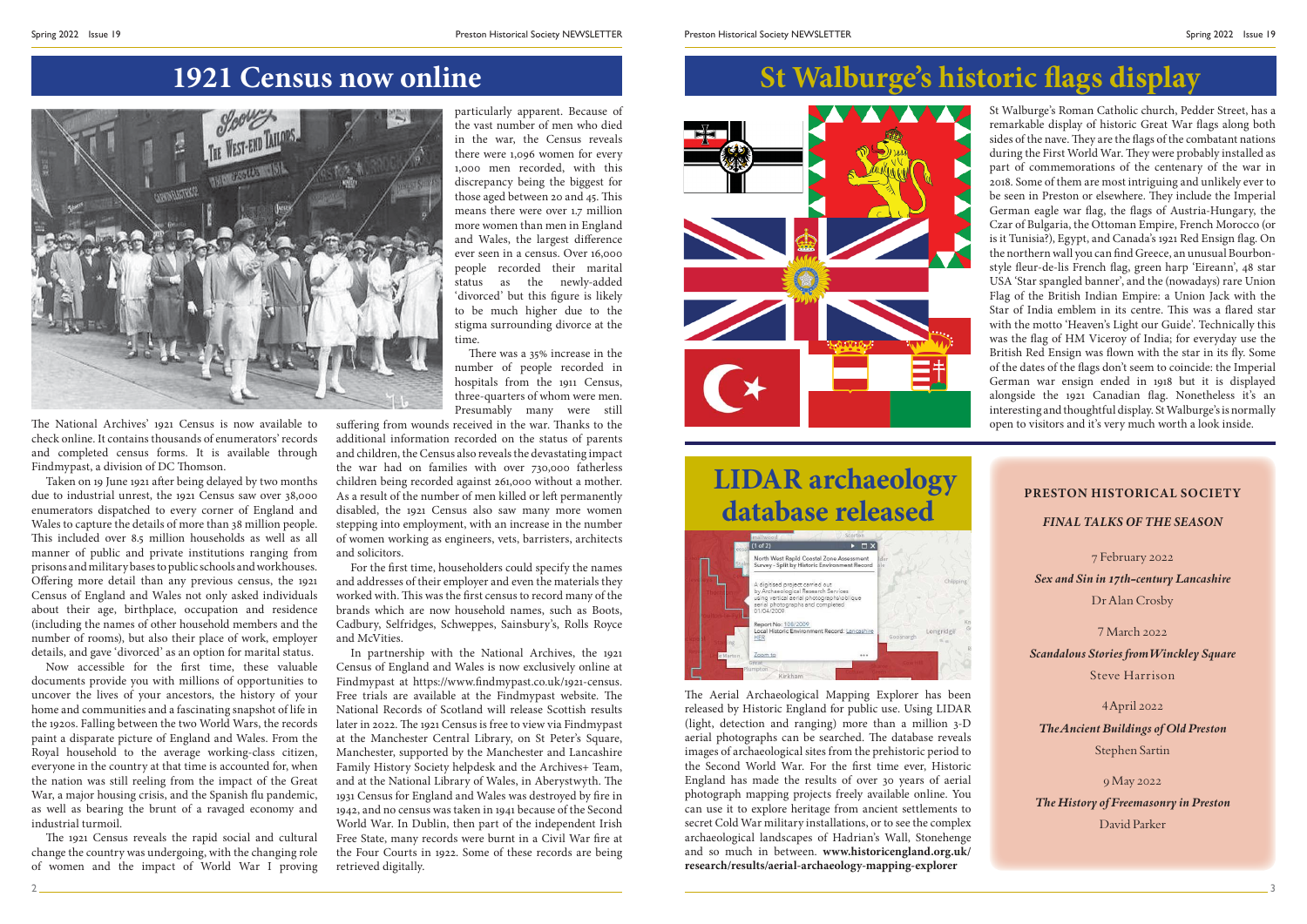# 1921 Census now online

The National Archives' 1921 Census is now available to check online. It contains thousands of enumerators' records and completed census forms. It is available through Findmypast, a division of DC Thomson.

Taken on 19 June 1921 after being delayed by two months due to industrial unrest, the 1921 Census saw over 38,000 enumerators dispatched to every corner of England and Wales to capture the details of more than 38 million people. This included over 8.5 million households as well as all manner of public and private institutions ranging from prisons and military bases to public schools and workhouses. Offering more detail than any previous census, the 1921 Census of England and Wales not only asked individuals about their age, birthplace, occupation and residence (including the names of other household members and the number of rooms), but also their place of work, employer details, and gave 'divorced' as an option for marital status.

Now accessible for the first time, these valuable documents provide you with millions of opportunities to uncover the lives of your ancestors, the history of your home and communities and a fascinating snapshot of life in the 1920s. Falling between the two World Wars, the records paint a disparate picture of England and Wales. From the Royal household to the average working-class citizen, everyone in the country at that time is accounted for, when the nation was still reeling from the impact of the Great War, a major housing crisis, and the Spanish flu pandemic, as well as bearing the brunt of a ravaged economy and industrial turmoil.

The 1921 Census reveals the rapid social and cultural change the country was undergoing, with the changing role of women and the impact of World War I proving particularly apparent. Because of the vast number of men who died in the war, the Census reveals there were 1,096 women for every 1,000 men recorded, with this discrepancy being the biggest for those aged between 20 and 45. This means there were over 1.7 million more women than men in England and Wales, the largest difference ever seen in a census. Over 16,000 people recorded their marital status as the newly-added 'divorced' but this figure is likely to be much higher due to the stigma surrounding divorce at the time.

There was a 35% increase in the number of people recorded in hospitals from the 1911 Census, three-quarters of whom were men. Presumably many were still suffering from wounds received in the war. Thanks to the additional information recorded on the status of parents and children, the Census also reveals the devastating impact the war had on families with over 730,000 fatherless children being recorded against 261,000 without a mother. As a result of the number of men killed or left permanently disabled, the 1921 Census also saw many more women stepping into employment, with an increase in the number of women working as engineers, vets, barristers, architects and solicitors.

For the first time, householders could specify the names and addresses of their employer and even the materials they worked with. This was the first census to record many of the brands which are now household names, such as Boots, Cadbury, Selfridges, Schweppes, Sainsbury's, Rolls Royce and McVities.

In partnership with the National Archives, the 1921 Census of England and Wales is now exclusively online at Findmypast at https://www.findmypast.co.uk/1921-census. Free trials are available at the Findmypast website. The National Records of Scotland will release Scottish results later in 2022. The 1921 Census is free to view via Findmypast at the Manchester Central Library, on St Peter's Square, Manchester, supported by the Manchester and Lancashire Family History Society helpdesk and the Archives+ Team, and at the National Library of Wales, in Aberystwyth. The 1931 Census for England and Wales was destroyed by fire in 1942, and no census was taken in 1941 because of the Second World War. In Dublin, then part of the independent Irish Free State, many records were burnt in a Civil War fire at the Four Courts in 1922. Some of these records are being retrieved digitally.

# St Walburge's historic flags display

St Walburge's Roman Catholic church, Pedder Street, has a remarkable display of historic Great War flags along both sides of the nave. They are the flags of the combatant nations during the First World War. They were probably installed as part of commemorations of the centenary of the war in 2018. Some of them are most intriguing and unlikely ever to be seen in Preston or elsewhere. They include the Imperial German eagle war flag, the flags of Austria-Hungary, the Czar of Bulgaria, the Ottoman Empire, French Morocco (or is it Tunisia?), Egypt, and Canada's 1921 Red Ensign flag. On the northern wall you can find Greece, an unusual Bourbon-style fleur-de-lis French flag, green harp 'Eireann', 48 star USA 'Star spangled banner', and the (nowadays) rare Union Flag of the British Indian Empire: a Union Jack with the Star of India emblem in its centre. This was a flared star with the motto 'Heaven's Light our Guide'. Technically this was the flag of HM Viceroy of India; for everyday use the British Red Ensign was flown with the star in its fly. Some of the dates of the flags don't seem to coincide: the Imperial German war ensign ended in 1918 but it is displayed alongside the 1921 Canadian flag. Nonetheless it's an interesting and thoughtful display. St Walburge's is normally open to visitors and it's very much worth a look inside.

# LIDAR archaeology database released

The Aerial Archaeology Mapping Explorer has been released by Historic England for public use. Using LIDAR (light, detection and ranging) more than a million 3-D aerial photographs can be searched. The database reveals images of archaeological sites from the prehistoric period to the Second World War. For the first time ever, Historic England has made the results of over 30 years of aerial photograph mapping projects freely available online. You can use it to explore heritage from ancient settlements to secret Cold War military installations, or to see the complex archaeological landscapes of Hadrian's Wall, Stonehenge and so much in between. **www.historicengland.org.uk/research/results/aerial-archaeology-mapping-explorer**

## PRESTON HISTORICAL SOCIETY

***FINAL TALKS OF THE SEASON***

7 February 2022
***Sex and Sin in 17th-century Lancashire***
Dr Alan Crosby

7 March 2022
***Scandalous Stories from Winckley Square***
Steve Harrison

4 April 2022
***The Ancient Buildings of Old Preston***
Stephen Sartin

9 May 2022
***The History of Freemasonry in Preston***
David Parker